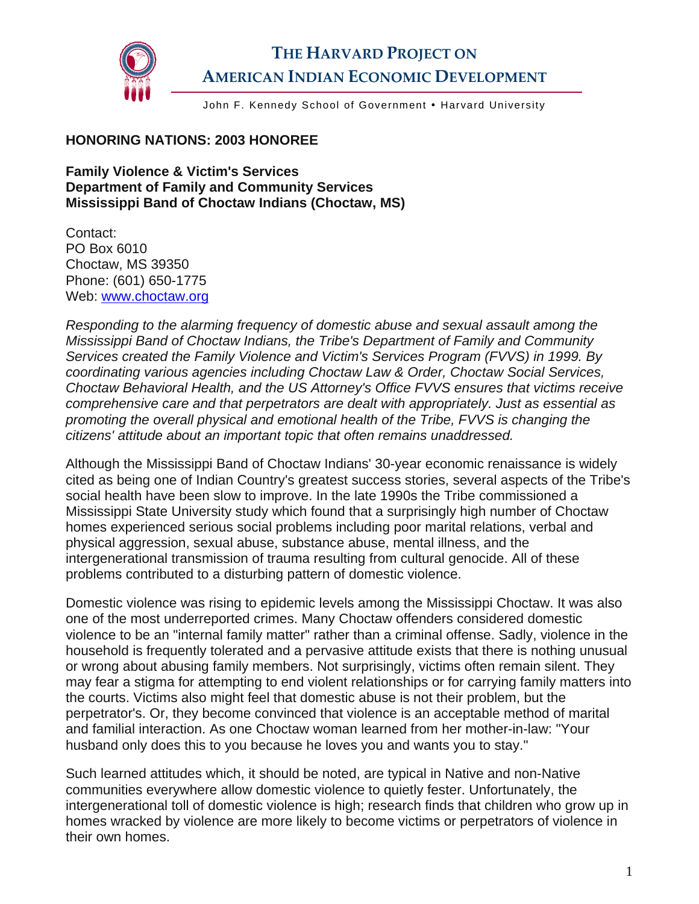# THE HARVARD PROJECT ON AMERICAN INDIAN ECONOMIC DEVELOPMENT

John F. Kennedy School of Government • Harvard University

**HONORING NATIONS: 2003 HONOREE**

**Family Violence & Victim's Services**
**Department of Family and Community Services**
**Mississippi Band of Choctaw Indians (Choctaw, MS)**

Contact:
PO Box 6010
Choctaw, MS 39350
Phone: (601) 650-1775
Web: www.choctaw.org

*Responding to the alarming frequency of domestic abuse and sexual assault among the Mississippi Band of Choctaw Indians, the Tribe's Department of Family and Community Services created the Family Violence and Victim's Services Program (FVVS) in 1999. By coordinating various agencies including Choctaw Law & Order, Choctaw Social Services, Choctaw Behavioral Health, and the US Attorney's Office FVVS ensures that victims receive comprehensive care and that perpetrators are dealt with appropriately. Just as essential as promoting the overall physical and emotional health of the Tribe, FVVS is changing the citizens' attitude about an important topic that often remains unaddressed.*

Although the Mississippi Band of Choctaw Indians' 30-year economic renaissance is widely cited as being one of Indian Country's greatest success stories, several aspects of the Tribe's social health have been slow to improve. In the late 1990s the Tribe commissioned a Mississippi State University study which found that a surprisingly high number of Choctaw homes experienced serious social problems including poor marital relations, verbal and physical aggression, sexual abuse, substance abuse, mental illness, and the intergenerational transmission of trauma resulting from cultural genocide. All of these problems contributed to a disturbing pattern of domestic violence.

Domestic violence was rising to epidemic levels among the Mississippi Choctaw. It was also one of the most underreported crimes. Many Choctaw offenders considered domestic violence to be an "internal family matter" rather than a criminal offense. Sadly, violence in the household is frequently tolerated and a pervasive attitude exists that there is nothing unusual or wrong about abusing family members. Not surprisingly, victims often remain silent. They may fear a stigma for attempting to end violent relationships or for carrying family matters into the courts. Victims also might feel that domestic abuse is not their problem, but the perpetrator's. Or, they become convinced that violence is an acceptable method of marital and familial interaction. As one Choctaw woman learned from her mother-in-law: "Your husband only does this to you because he loves you and wants you to stay."

Such learned attitudes which, it should be noted, are typical in Native and non-Native communities everywhere allow domestic violence to quietly fester. Unfortunately, the intergenerational toll of domestic violence is high; research finds that children who grow up in homes wracked by violence are more likely to become victims or perpetrators of violence in their own homes.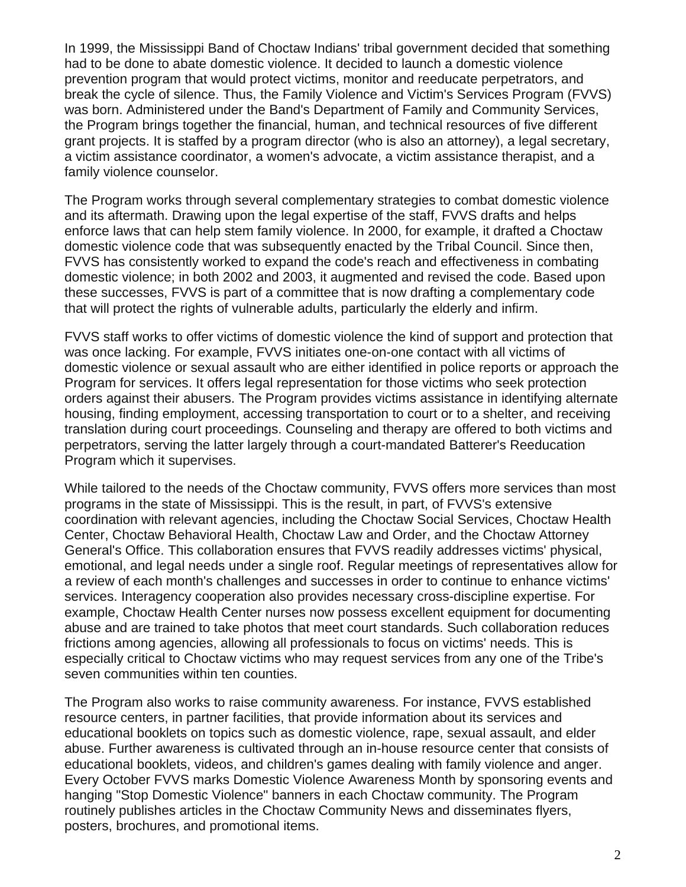In 1999, the Mississippi Band of Choctaw Indians' tribal government decided that something had to be done to abate domestic violence. It decided to launch a domestic violence prevention program that would protect victims, monitor and reeducate perpetrators, and break the cycle of silence. Thus, the Family Violence and Victim's Services Program (FVVS) was born. Administered under the Band's Department of Family and Community Services, the Program brings together the financial, human, and technical resources of five different grant projects. It is staffed by a program director (who is also an attorney), a legal secretary, a victim assistance coordinator, a women's advocate, a victim assistance therapist, and a family violence counselor.

The Program works through several complementary strategies to combat domestic violence and its aftermath. Drawing upon the legal expertise of the staff, FVVS drafts and helps enforce laws that can help stem family violence. In 2000, for example, it drafted a Choctaw domestic violence code that was subsequently enacted by the Tribal Council. Since then, FVVS has consistently worked to expand the code's reach and effectiveness in combating domestic violence; in both 2002 and 2003, it augmented and revised the code. Based upon these successes, FVVS is part of a committee that is now drafting a complementary code that will protect the rights of vulnerable adults, particularly the elderly and infirm.

FVVS staff works to offer victims of domestic violence the kind of support and protection that was once lacking. For example, FVVS initiates one-on-one contact with all victims of domestic violence or sexual assault who are either identified in police reports or approach the Program for services. It offers legal representation for those victims who seek protection orders against their abusers. The Program provides victims assistance in identifying alternate housing, finding employment, accessing transportation to court or to a shelter, and receiving translation during court proceedings. Counseling and therapy are offered to both victims and perpetrators, serving the latter largely through a court-mandated Batterer's Reeducation Program which it supervises.

While tailored to the needs of the Choctaw community, FVVS offers more services than most programs in the state of Mississippi. This is the result, in part, of FVVS's extensive coordination with relevant agencies, including the Choctaw Social Services, Choctaw Health Center, Choctaw Behavioral Health, Choctaw Law and Order, and the Choctaw Attorney General's Office. This collaboration ensures that FVVS readily addresses victims' physical, emotional, and legal needs under a single roof. Regular meetings of representatives allow for a review of each month's challenges and successes in order to continue to enhance victims' services. Interagency cooperation also provides necessary cross-discipline expertise. For example, Choctaw Health Center nurses now possess excellent equipment for documenting abuse and are trained to take photos that meet court standards. Such collaboration reduces frictions among agencies, allowing all professionals to focus on victims' needs. This is especially critical to Choctaw victims who may request services from any one of the Tribe's seven communities within ten counties.

The Program also works to raise community awareness. For instance, FVVS established resource centers, in partner facilities, that provide information about its services and educational booklets on topics such as domestic violence, rape, sexual assault, and elder abuse. Further awareness is cultivated through an in-house resource center that consists of educational booklets, videos, and children's games dealing with family violence and anger. Every October FVVS marks Domestic Violence Awareness Month by sponsoring events and hanging "Stop Domestic Violence" banners in each Choctaw community. The Program routinely publishes articles in the Choctaw Community News and disseminates flyers, posters, brochures, and promotional items.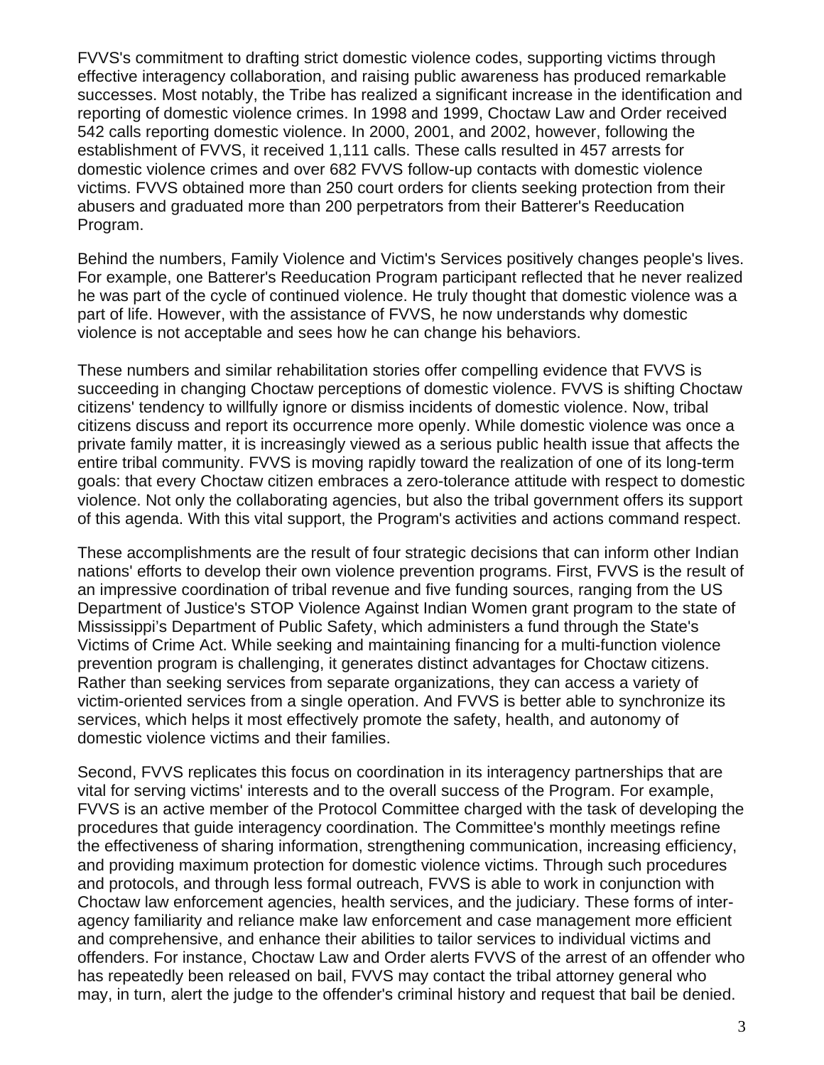FVVS's commitment to drafting strict domestic violence codes, supporting victims through effective interagency collaboration, and raising public awareness has produced remarkable successes. Most notably, the Tribe has realized a significant increase in the identification and reporting of domestic violence crimes. In 1998 and 1999, Choctaw Law and Order received 542 calls reporting domestic violence. In 2000, 2001, and 2002, however, following the establishment of FVVS, it received 1,111 calls. These calls resulted in 457 arrests for domestic violence crimes and over 682 FVVS follow-up contacts with domestic violence victims. FVVS obtained more than 250 court orders for clients seeking protection from their abusers and graduated more than 200 perpetrators from their Batterer's Reeducation Program.

Behind the numbers, Family Violence and Victim's Services positively changes people's lives. For example, one Batterer's Reeducation Program participant reflected that he never realized he was part of the cycle of continued violence. He truly thought that domestic violence was a part of life. However, with the assistance of FVVS, he now understands why domestic violence is not acceptable and sees how he can change his behaviors.

These numbers and similar rehabilitation stories offer compelling evidence that FVVS is succeeding in changing Choctaw perceptions of domestic violence. FVVS is shifting Choctaw citizens' tendency to willfully ignore or dismiss incidents of domestic violence. Now, tribal citizens discuss and report its occurrence more openly. While domestic violence was once a private family matter, it is increasingly viewed as a serious public health issue that affects the entire tribal community. FVVS is moving rapidly toward the realization of one of its long-term goals: that every Choctaw citizen embraces a zero-tolerance attitude with respect to domestic violence. Not only the collaborating agencies, but also the tribal government offers its support of this agenda. With this vital support, the Program's activities and actions command respect.

These accomplishments are the result of four strategic decisions that can inform other Indian nations' efforts to develop their own violence prevention programs. First, FVVS is the result of an impressive coordination of tribal revenue and five funding sources, ranging from the US Department of Justice's STOP Violence Against Indian Women grant program to the state of Mississippi's Department of Public Safety, which administers a fund through the State's Victims of Crime Act. While seeking and maintaining financing for a multi-function violence prevention program is challenging, it generates distinct advantages for Choctaw citizens. Rather than seeking services from separate organizations, they can access a variety of victim-oriented services from a single operation. And FVVS is better able to synchronize its services, which helps it most effectively promote the safety, health, and autonomy of domestic violence victims and their families.

Second, FVVS replicates this focus on coordination in its interagency partnerships that are vital for serving victims' interests and to the overall success of the Program. For example, FVVS is an active member of the Protocol Committee charged with the task of developing the procedures that guide interagency coordination. The Committee's monthly meetings refine the effectiveness of sharing information, strengthening communication, increasing efficiency, and providing maximum protection for domestic violence victims. Through such procedures and protocols, and through less formal outreach, FVVS is able to work in conjunction with Choctaw law enforcement agencies, health services, and the judiciary. These forms of inter-agency familiarity and reliance make law enforcement and case management more efficient and comprehensive, and enhance their abilities to tailor services to individual victims and offenders. For instance, Choctaw Law and Order alerts FVVS of the arrest of an offender who has repeatedly been released on bail, FVVS may contact the tribal attorney general who may, in turn, alert the judge to the offender's criminal history and request that bail be denied.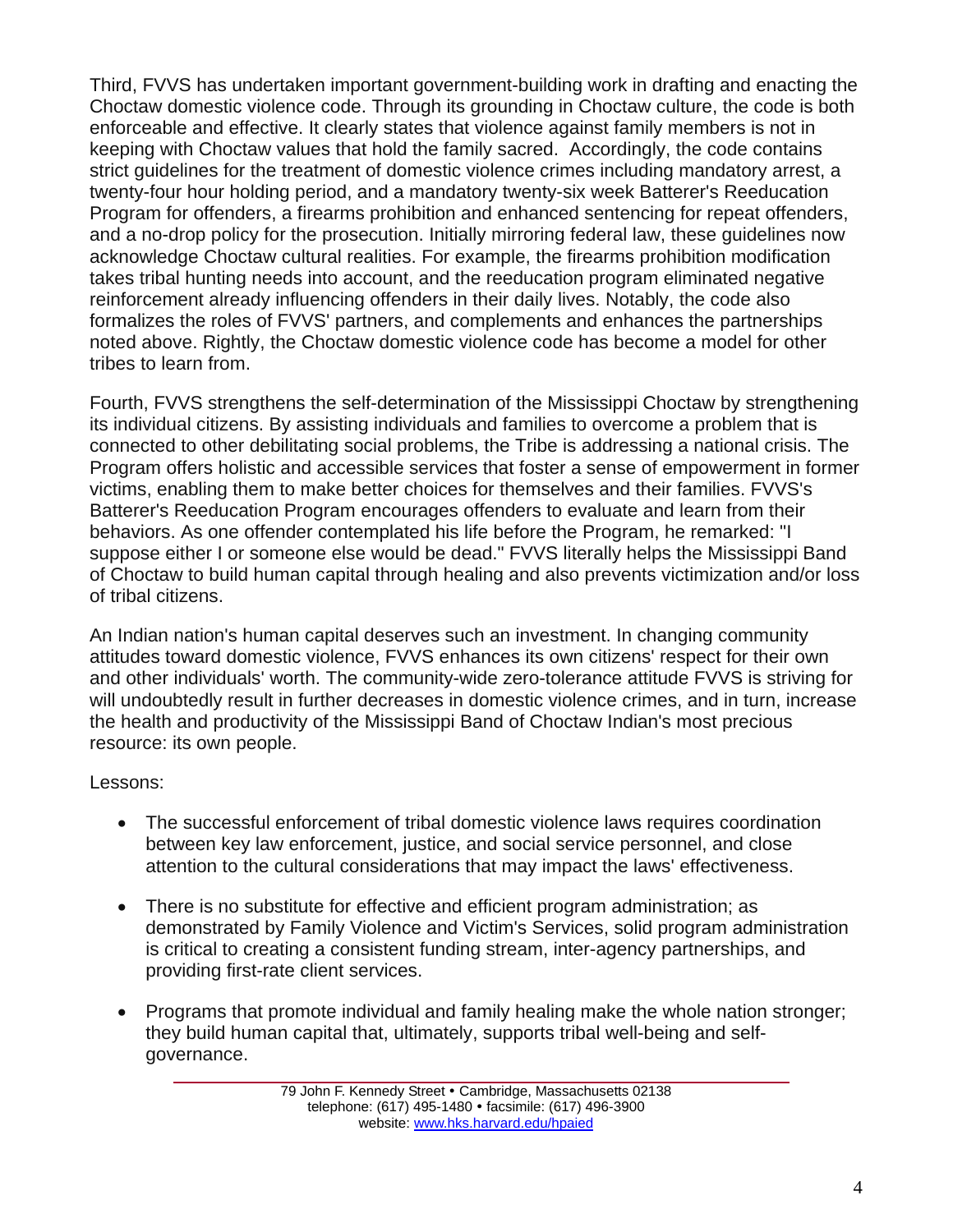Third, FVVS has undertaken important government-building work in drafting and enacting the Choctaw domestic violence code. Through its grounding in Choctaw culture, the code is both enforceable and effective. It clearly states that violence against family members is not in keeping with Choctaw values that hold the family sacred. Accordingly, the code contains strict guidelines for the treatment of domestic violence crimes including mandatory arrest, a twenty-four hour holding period, and a mandatory twenty-six week Batterer's Reeducation Program for offenders, a firearms prohibition and enhanced sentencing for repeat offenders, and a no-drop policy for the prosecution. Initially mirroring federal law, these guidelines now acknowledge Choctaw cultural realities. For example, the firearms prohibition modification takes tribal hunting needs into account, and the reeducation program eliminated negative reinforcement already influencing offenders in their daily lives. Notably, the code also formalizes the roles of FVVS' partners, and complements and enhances the partnerships noted above. Rightly, the Choctaw domestic violence code has become a model for other tribes to learn from.

Fourth, FVVS strengthens the self-determination of the Mississippi Choctaw by strengthening its individual citizens. By assisting individuals and families to overcome a problem that is connected to other debilitating social problems, the Tribe is addressing a national crisis. The Program offers holistic and accessible services that foster a sense of empowerment in former victims, enabling them to make better choices for themselves and their families. FVVS's Batterer's Reeducation Program encourages offenders to evaluate and learn from their behaviors. As one offender contemplated his life before the Program, he remarked: "I suppose either I or someone else would be dead." FVVS literally helps the Mississippi Band of Choctaw to build human capital through healing and also prevents victimization and/or loss of tribal citizens.

An Indian nation's human capital deserves such an investment. In changing community attitudes toward domestic violence, FVVS enhances its own citizens' respect for their own and other individuals' worth. The community-wide zero-tolerance attitude FVVS is striving for will undoubtedly result in further decreases in domestic violence crimes, and in turn, increase the health and productivity of the Mississippi Band of Choctaw Indian's most precious resource: its own people.

Lessons:

- The successful enforcement of tribal domestic violence laws requires coordination between key law enforcement, justice, and social service personnel, and close attention to the cultural considerations that may impact the laws' effectiveness.
- There is no substitute for effective and efficient program administration; as demonstrated by Family Violence and Victim's Services, solid program administration is critical to creating a consistent funding stream, inter-agency partnerships, and providing first-rate client services.
- Programs that promote individual and family healing make the whole nation stronger; they build human capital that, ultimately, supports tribal well-being and self-governance.